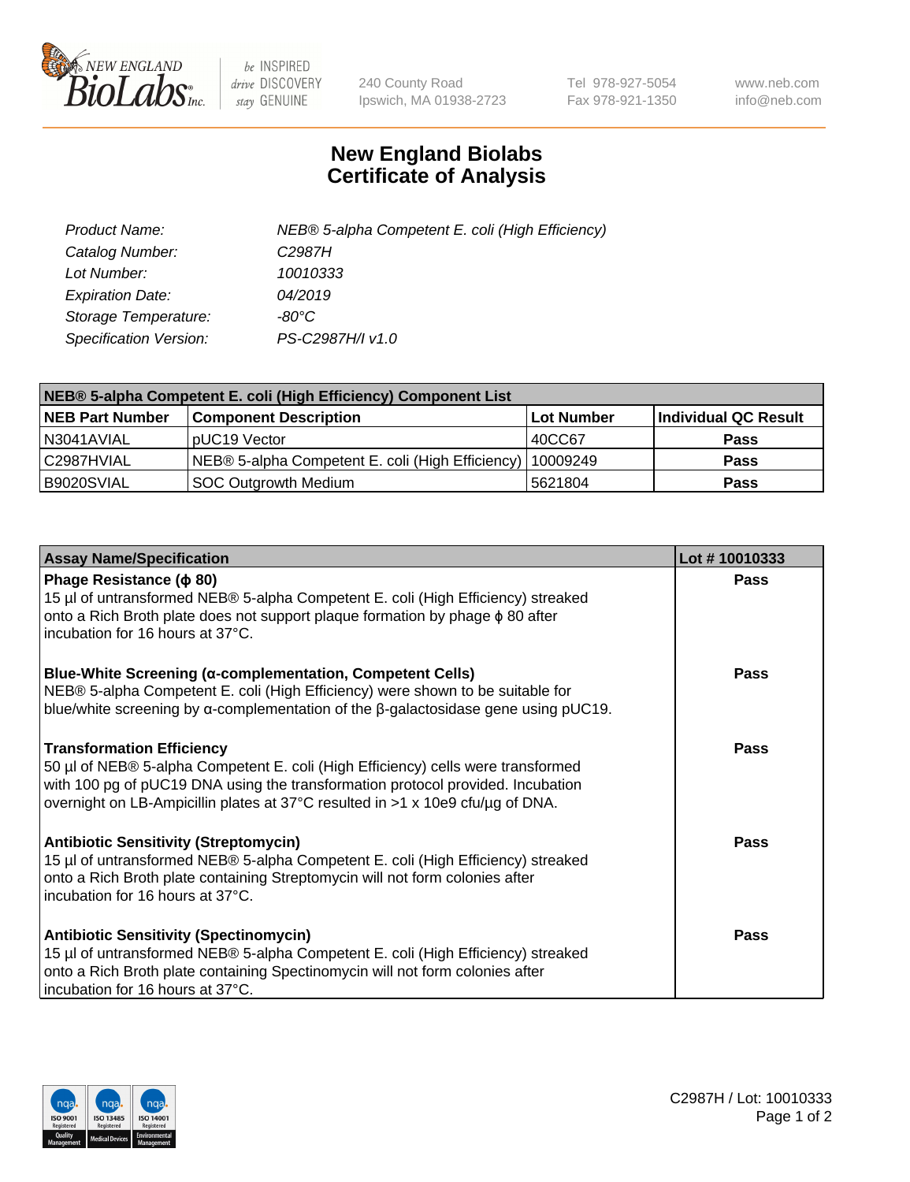# New England Biolabs Certificate of Analysis

| | |
|---|---|
| *Product Name:* | *NEB® 5-alpha Competent E. coli (High Efficiency)* |
| *Catalog Number:* | *C2987H* |
| *Lot Number:* | *10010333* |
| *Expiration Date:* | *04/2019* |
| *Storage Temperature:* | *-80°C* |
| *Specification Version:* | *PS-C2987H/I v1.0* |

| NEB® 5-alpha Competent E. coli (High Efficiency) Component List | | | |
|---|---|---|---|
| **NEB Part Number** | **Component Description** | **Lot Number** | **Individual QC Result** |
| N3041AVIAL | pUC19 Vector | 40CC67 | **Pass** |
| C2987HVIAL | NEB® 5-alpha Competent E. coli (High Efficiency) | 10009249 | **Pass** |
| B9020SVIAL | SOC Outgrowth Medium | 5621804 | **Pass** |

| Assay Name/Specification | Lot # 10010333 |
|---|---|
| **Phage Resistance (ϕ 80)**<br>15 µl of untransformed NEB® 5-alpha Competent E. coli (High Efficiency) streaked onto a Rich Broth plate does not support plaque formation by phage ϕ 80 after incubation for 16 hours at 37°C. | **Pass** |
| **Blue-White Screening (α-complementation, Competent Cells)**<br>NEB® 5-alpha Competent E. coli (High Efficiency) were shown to be suitable for blue/white screening by α-complementation of the β-galactosidase gene using pUC19. | **Pass** |
| **Transformation Efficiency**<br>50 µl of NEB® 5-alpha Competent E. coli (High Efficiency) cells were transformed with 100 pg of pUC19 DNA using the transformation protocol provided. Incubation overnight on LB-Ampicillin plates at 37°C resulted in >1 x 10e9 cfu/µg of DNA. | **Pass** |
| **Antibiotic Sensitivity (Streptomycin)**<br>15 µl of untransformed NEB® 5-alpha Competent E. coli (High Efficiency) streaked onto a Rich Broth plate containing Streptomycin will not form colonies after incubation for 16 hours at 37°C. | **Pass** |
| **Antibiotic Sensitivity (Spectinomycin)**<br>15 µl of untransformed NEB® 5-alpha Competent E. coli (High Efficiency) streaked onto a Rich Broth plate containing Spectinomycin will not form colonies after incubation for 16 hours at 37°C. | **Pass** |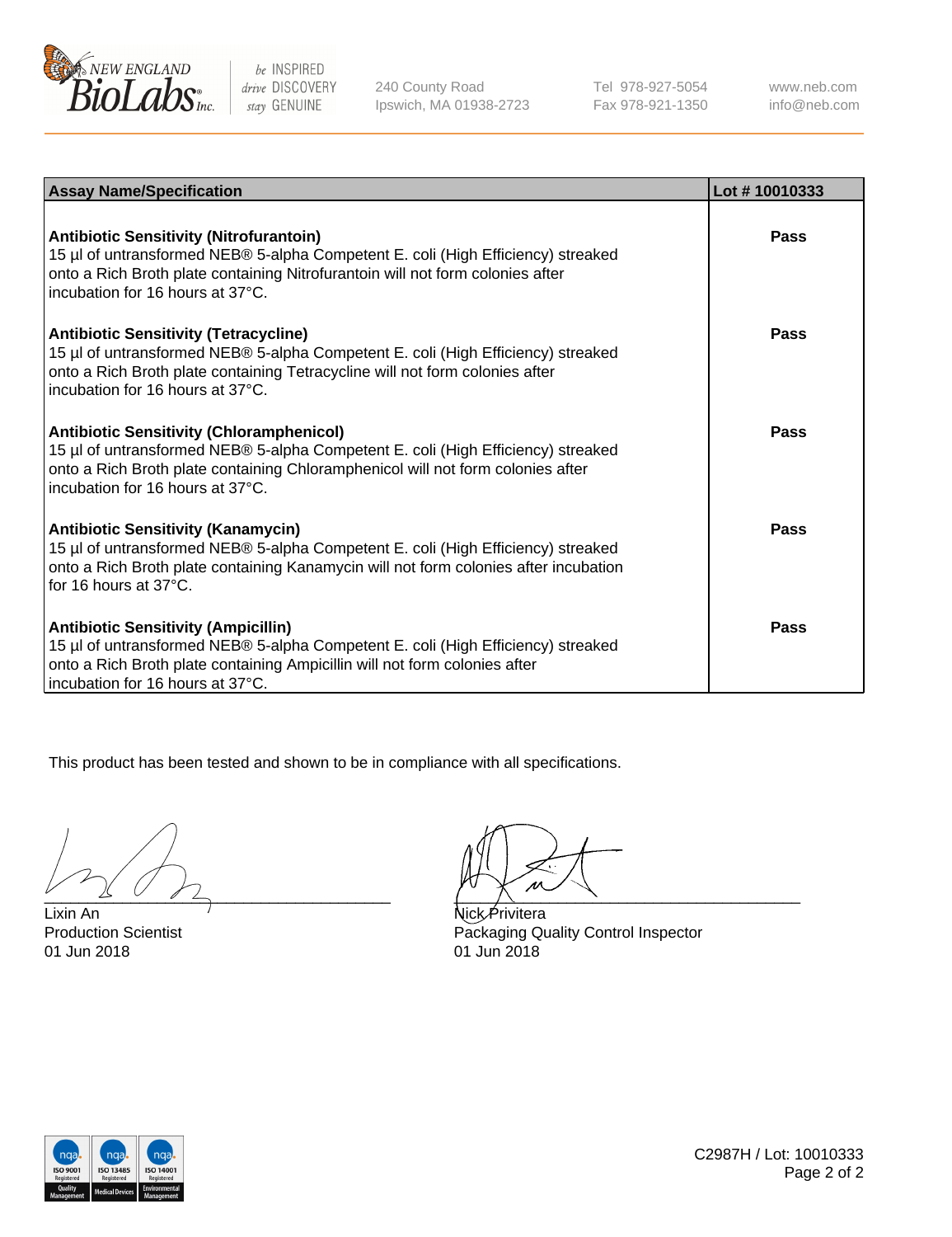| Assay Name/Specification | Lot # 10010333 |
|---|---|
| **Antibiotic Sensitivity (Nitrofurantoin)**<br>15 µl of untransformed NEB® 5-alpha Competent E. coli (High Efficiency) streaked onto a Rich Broth plate containing Nitrofurantoin will not form colonies after incubation for 16 hours at 37°C. | **Pass** |
| **Antibiotic Sensitivity (Tetracycline)**<br>15 µl of untransformed NEB® 5-alpha Competent E. coli (High Efficiency) streaked onto a Rich Broth plate containing Tetracycline will not form colonies after incubation for 16 hours at 37°C. | **Pass** |
| **Antibiotic Sensitivity (Chloramphenicol)**<br>15 µl of untransformed NEB® 5-alpha Competent E. coli (High Efficiency) streaked onto a Rich Broth plate containing Chloramphenicol will not form colonies after incubation for 16 hours at 37°C. | **Pass** |
| **Antibiotic Sensitivity (Kanamycin)**<br>15 µl of untransformed NEB® 5-alpha Competent E. coli (High Efficiency) streaked onto a Rich Broth plate containing Kanamycin will not form colonies after incubation for 16 hours at 37°C. | **Pass** |
| **Antibiotic Sensitivity (Ampicillin)**<br>15 µl of untransformed NEB® 5-alpha Competent E. coli (High Efficiency) streaked onto a Rich Broth plate containing Ampicillin will not form colonies after incubation for 16 hours at 37°C. | **Pass** |

This product has been tested and shown to be in compliance with all specifications.

Lixin An
Production Scientist
01 Jun 2018

Nick Privitera
Packaging Quality Control Inspector
01 Jun 2018

C2987H / Lot: 10010333